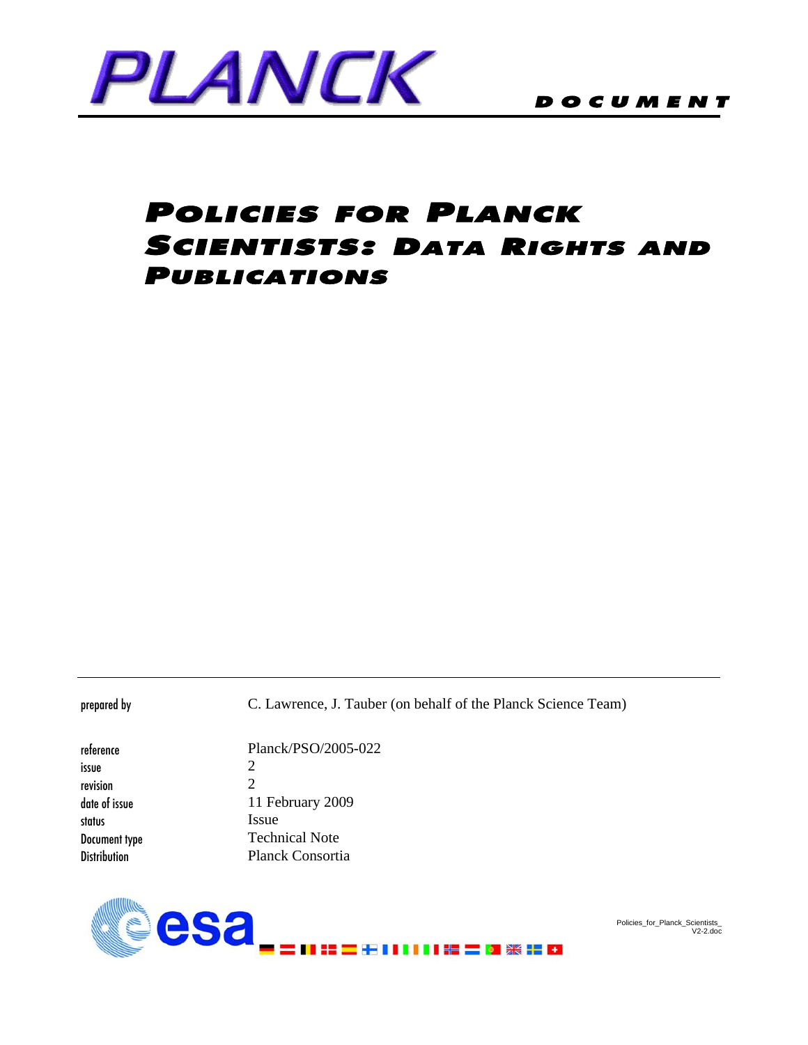PLANCK

DOCUMENT

# Policies for Planck Scientists: Data Rights and Publications

| | |
|---|---|
| prepared by | C. Lawrence, J. Tauber (on behalf of the Planck Science Team) |
| reference | Planck/PSO/2005-022 |
| issue | 2 |
| revision | 2 |
| date of issue | 11 February 2009 |
| status | Issue |
| Document type | Technical Note |
| Distribution | Planck Consortia |

Policies_for_Planck_Scientists_V2-2.doc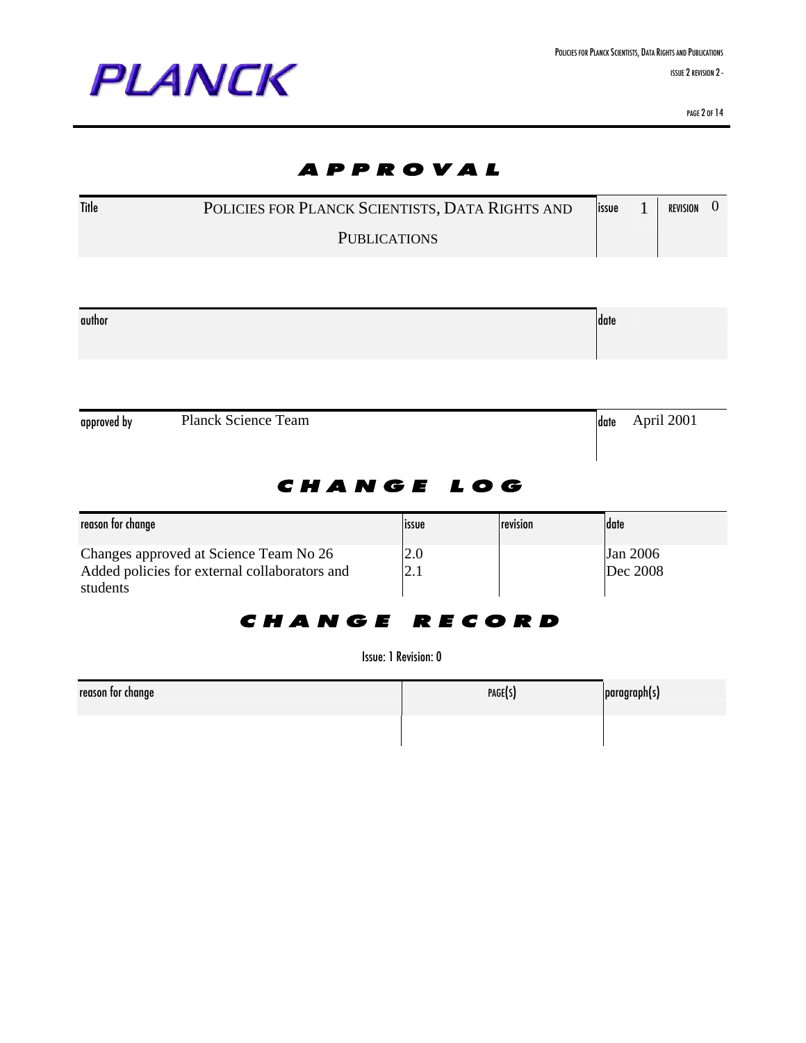# APPROVAL

| Title | POLICIES FOR PLANCK SCIENTISTS, DATA RIGHTS AND PUBLICATIONS | issue | 1 | REVISION | 0 |
|---|---|---|---|---|---|

| author | | date | |
|---|---|---|---|

| approved by | Planck Science Team | date | April 2001 |
|---|---|---|---|

# CHANGE LOG

| reason for change | issue | revision | date |
|---|---|---|---|
| Changes approved at Science Team No 26 | 2.0 | | Jan 2006 |
| Added policies for external collaborators and students | 2.1 | | Dec 2008 |

# CHANGE RECORD

Issue: 1 Revision: 0

| reason for change | PAGE(S) | paragraph(s) |
|---|---|---|
| | | |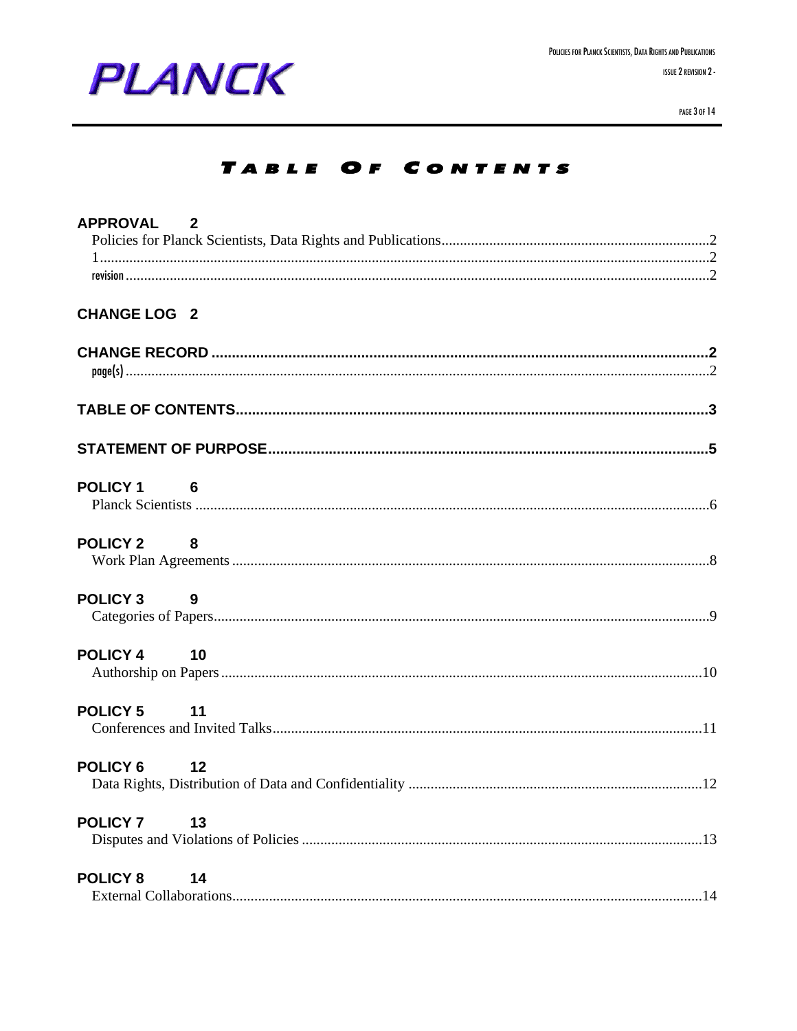# Table Of Contents

**APPROVAL 2**

Policies for Planck Scientists, Data Rights and Publications........................................................................2

1..................................................................................................................................................2

revision.........................................................................................................................................2

**CHANGE LOG 2**

**CHANGE RECORD.........................................................................................................................2**

page(s)........................................................................................................................................2

**TABLE OF CONTENTS.....................................................................................................................3**

**STATEMENT OF PURPOSE.............................................................................................................5**

**POLICY 1 6**

Planck Scientists..........................................................................................................................6

**POLICY 2 8**

Work Plan Agreements.................................................................................................................8

**POLICY 3 9**

Categories of Papers.....................................................................................................................9

**POLICY 4 10**

Authorship on Papers..................................................................................................................10

**POLICY 5 11**

Conferences and Invited Talks.....................................................................................................11

**POLICY 6 12**

Data Rights, Distribution of Data and Confidentiality ................................................................12

**POLICY 7 13**

Disputes and Violations of Policies ............................................................................................13

**POLICY 8 14**

External Collaborations...............................................................................................................14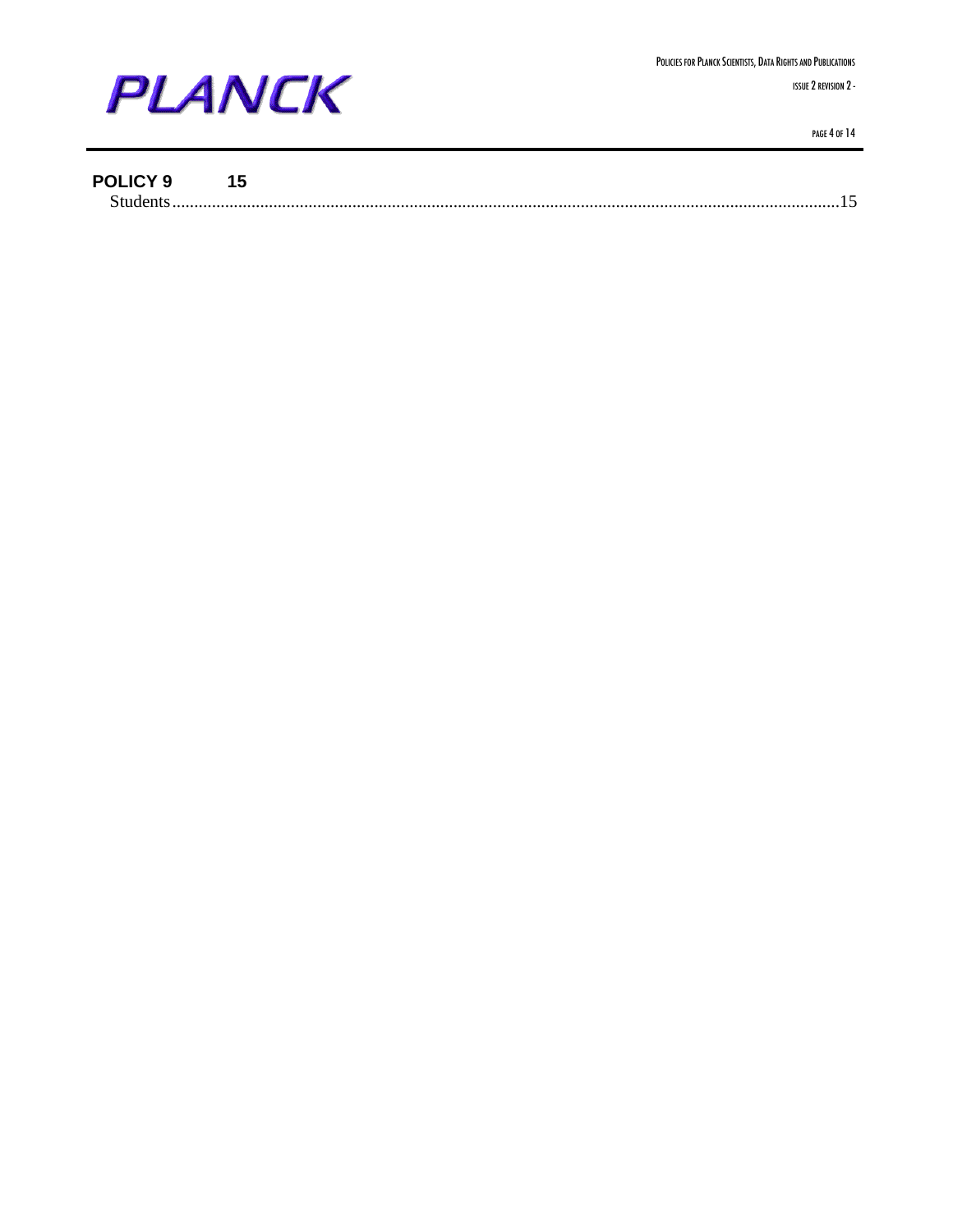**POLICY 9 15**

Students.......................................................................................................................................................15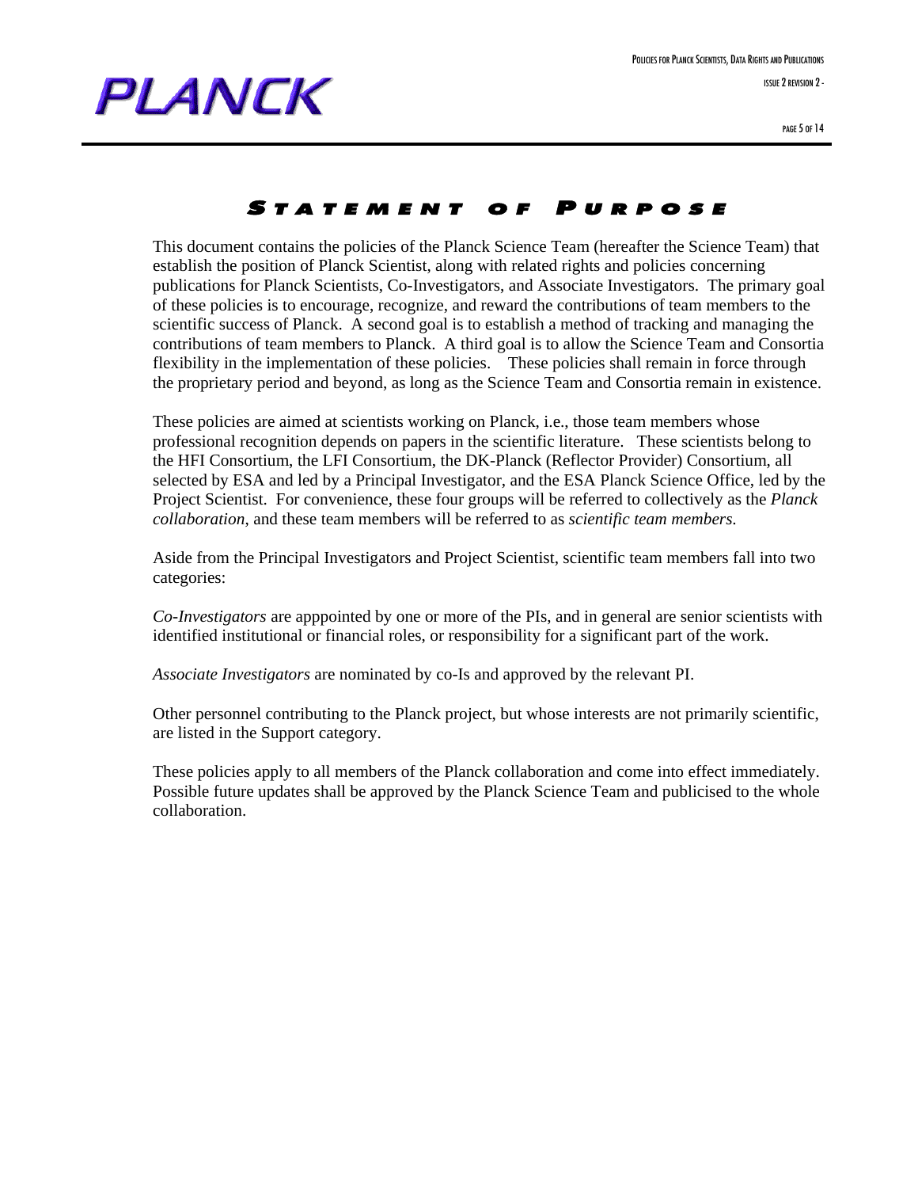# Statement of Purpose

This document contains the policies of the Planck Science Team (hereafter the Science Team) that establish the position of Planck Scientist, along with related rights and policies concerning publications for Planck Scientists, Co-Investigators, and Associate Investigators. The primary goal of these policies is to encourage, recognize, and reward the contributions of team members to the scientific success of Planck. A second goal is to establish a method of tracking and managing the contributions of team members to Planck. A third goal is to allow the Science Team and Consortia flexibility in the implementation of these policies. These policies shall remain in force through the proprietary period and beyond, as long as the Science Team and Consortia remain in existence.

These policies are aimed at scientists working on Planck, i.e., those team members whose professional recognition depends on papers in the scientific literature. These scientists belong to the HFI Consortium, the LFI Consortium, the DK-Planck (Reflector Provider) Consortium, all selected by ESA and led by a Principal Investigator, and the ESA Planck Science Office, led by the Project Scientist. For convenience, these four groups will be referred to collectively as the *Planck collaboration*, and these team members will be referred to as *scientific team members.*

Aside from the Principal Investigators and Project Scientist, scientific team members fall into two categories:

*Co-Investigators* are apppointed by one or more of the PIs, and in general are senior scientists with identified institutional or financial roles, or responsibility for a significant part of the work.

*Associate Investigators* are nominated by co-Is and approved by the relevant PI.

Other personnel contributing to the Planck project, but whose interests are not primarily scientific, are listed in the Support category.

These policies apply to all members of the Planck collaboration and come into effect immediately. Possible future updates shall be approved by the Planck Science Team and publicised to the whole collaboration.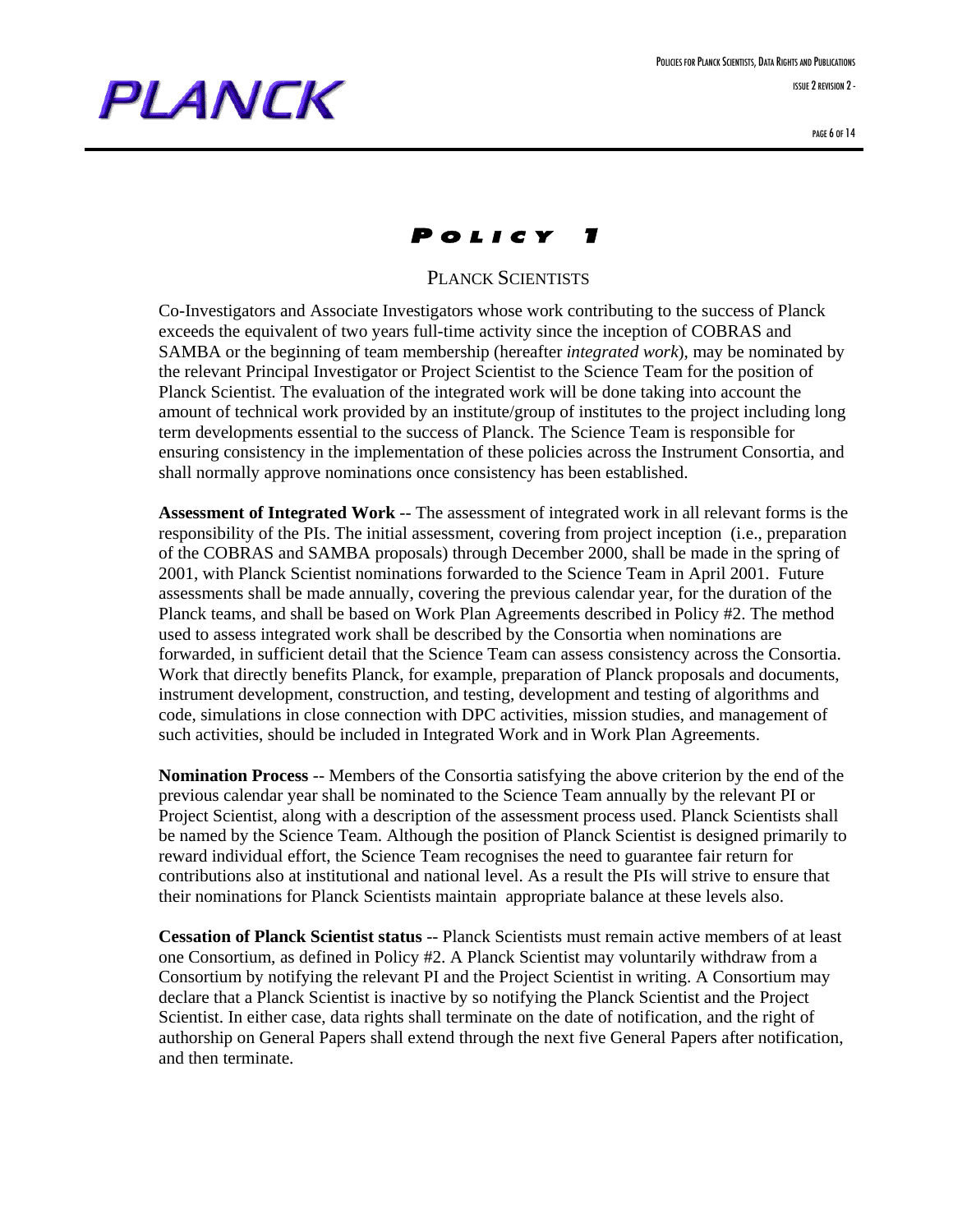# Policy 1

## Planck Scientists

Co-Investigators and Associate Investigators whose work contributing to the success of Planck exceeds the equivalent of two years full-time activity since the inception of COBRAS and SAMBA or the beginning of team membership (hereafter *integrated work*), may be nominated by the relevant Principal Investigator or Project Scientist to the Science Team for the position of Planck Scientist. The evaluation of the integrated work will be done taking into account the amount of technical work provided by an institute/group of institutes to the project including long term developments essential to the success of Planck. The Science Team is responsible for ensuring consistency in the implementation of these policies across the Instrument Consortia, and shall normally approve nominations once consistency has been established.

**Assessment of Integrated Work** -- The assessment of integrated work in all relevant forms is the responsibility of the PIs. The initial assessment, covering from project inception (i.e., preparation of the COBRAS and SAMBA proposals) through December 2000, shall be made in the spring of 2001, with Planck Scientist nominations forwarded to the Science Team in April 2001. Future assessments shall be made annually, covering the previous calendar year, for the duration of the Planck teams, and shall be based on Work Plan Agreements described in Policy #2. The method used to assess integrated work shall be described by the Consortia when nominations are forwarded, in sufficient detail that the Science Team can assess consistency across the Consortia. Work that directly benefits Planck, for example, preparation of Planck proposals and documents, instrument development, construction, and testing, development and testing of algorithms and code, simulations in close connection with DPC activities, mission studies, and management of such activities, should be included in Integrated Work and in Work Plan Agreements.

**Nomination Process** -- Members of the Consortia satisfying the above criterion by the end of the previous calendar year shall be nominated to the Science Team annually by the relevant PI or Project Scientist, along with a description of the assessment process used. Planck Scientists shall be named by the Science Team. Although the position of Planck Scientist is designed primarily to reward individual effort, the Science Team recognises the need to guarantee fair return for contributions also at institutional and national level. As a result the PIs will strive to ensure that their nominations for Planck Scientists maintain appropriate balance at these levels also.

**Cessation of Planck Scientist status** -- Planck Scientists must remain active members of at least one Consortium, as defined in Policy #2. A Planck Scientist may voluntarily withdraw from a Consortium by notifying the relevant PI and the Project Scientist in writing. A Consortium may declare that a Planck Scientist is inactive by so notifying the Planck Scientist and the Project Scientist. In either case, data rights shall terminate on the date of notification, and the right of authorship on General Papers shall extend through the next five General Papers after notification, and then terminate.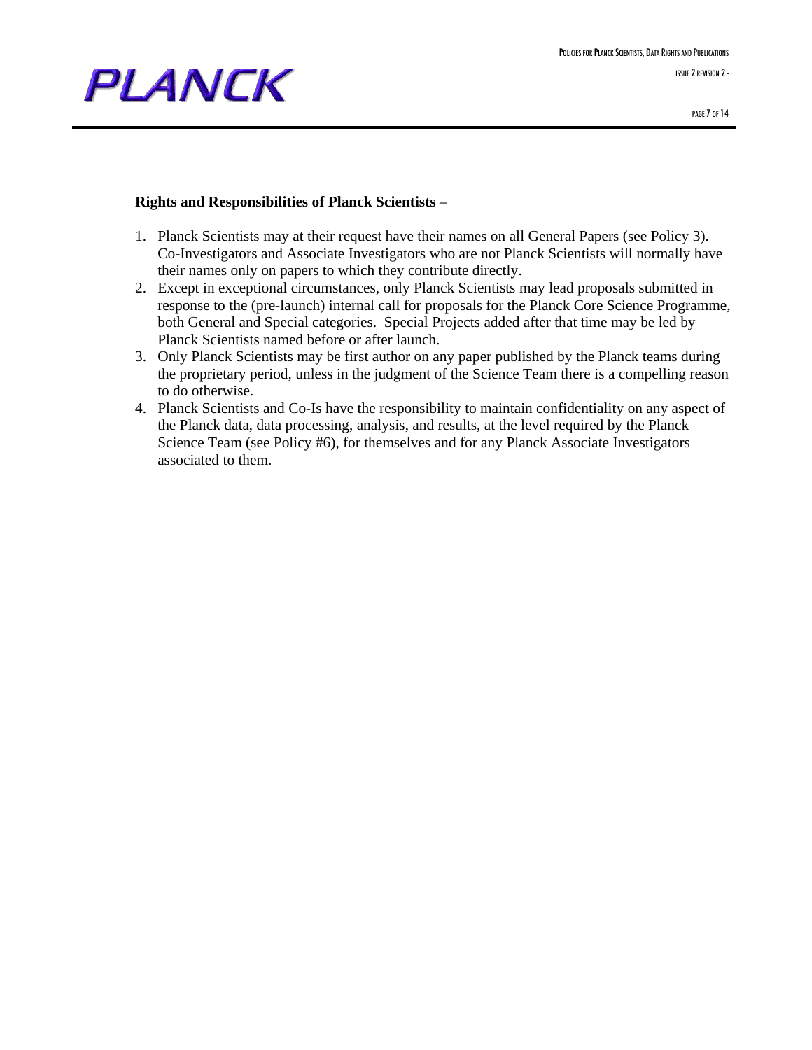**Rights and Responsibilities of Planck Scientists** –

1. Planck Scientists may at their request have their names on all General Papers (see Policy 3). Co-Investigators and Associate Investigators who are not Planck Scientists will normally have their names only on papers to which they contribute directly.
2. Except in exceptional circumstances, only Planck Scientists may lead proposals submitted in response to the (pre-launch) internal call for proposals for the Planck Core Science Programme, both General and Special categories. Special Projects added after that time may be led by Planck Scientists named before or after launch.
3. Only Planck Scientists may be first author on any paper published by the Planck teams during the proprietary period, unless in the judgment of the Science Team there is a compelling reason to do otherwise.
4. Planck Scientists and Co-Is have the responsibility to maintain confidentiality on any aspect of the Planck data, data processing, analysis, and results, at the level required by the Planck Science Team (see Policy #6), for themselves and for any Planck Associate Investigators associated to them.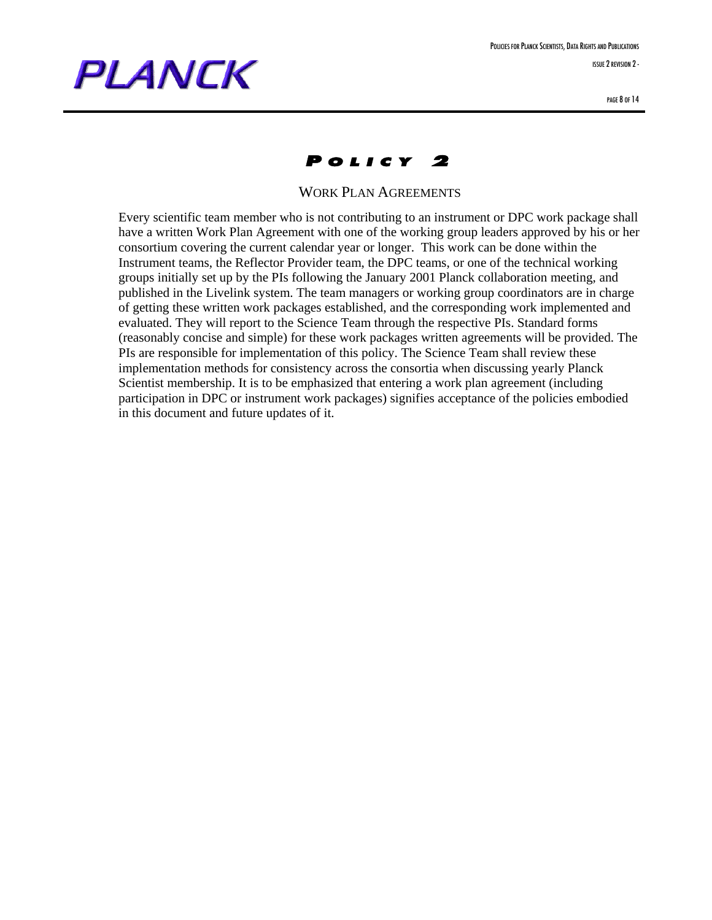# Policy 2

## Work Plan Agreements

Every scientific team member who is not contributing to an instrument or DPC work package shall have a written Work Plan Agreement with one of the working group leaders approved by his or her consortium covering the current calendar year or longer. This work can be done within the Instrument teams, the Reflector Provider team, the DPC teams, or one of the technical working groups initially set up by the PIs following the January 2001 Planck collaboration meeting, and published in the Livelink system. The team managers or working group coordinators are in charge of getting these written work packages established, and the corresponding work implemented and evaluated. They will report to the Science Team through the respective PIs. Standard forms (reasonably concise and simple) for these work packages written agreements will be provided. The PIs are responsible for implementation of this policy. The Science Team shall review these implementation methods for consistency across the consortia when discussing yearly Planck Scientist membership. It is to be emphasized that entering a work plan agreement (including participation in DPC or instrument work packages) signifies acceptance of the policies embodied in this document and future updates of it.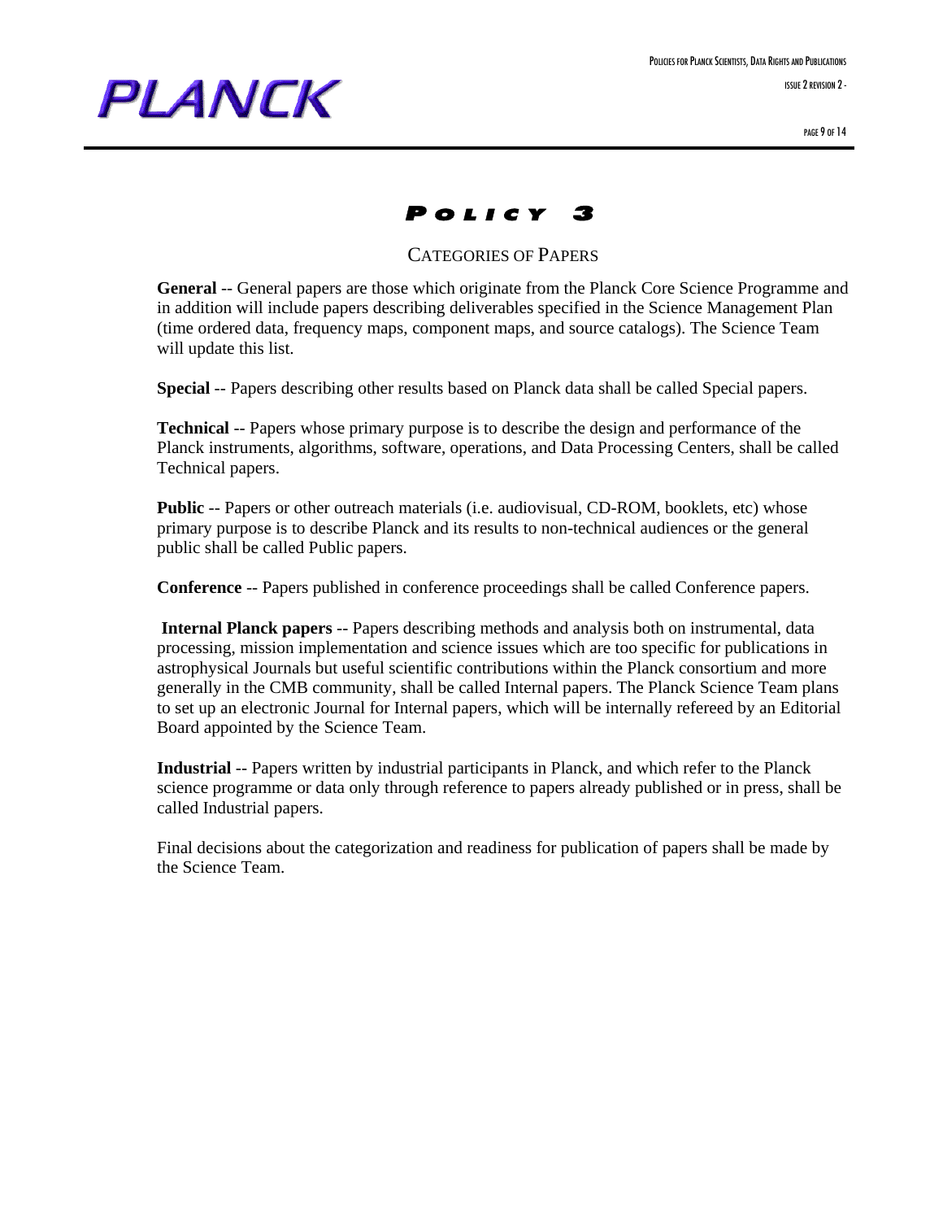# Policy 3

## Categories of Papers

**General** -- General papers are those which originate from the Planck Core Science Programme and in addition will include papers describing deliverables specified in the Science Management Plan (time ordered data, frequency maps, component maps, and source catalogs). The Science Team will update this list.

**Special** -- Papers describing other results based on Planck data shall be called Special papers.

**Technical** -- Papers whose primary purpose is to describe the design and performance of the Planck instruments, algorithms, software, operations, and Data Processing Centers, shall be called Technical papers.

**Public** -- Papers or other outreach materials (i.e. audiovisual, CD-ROM, booklets, etc) whose primary purpose is to describe Planck and its results to non-technical audiences or the general public shall be called Public papers.

**Conference** -- Papers published in conference proceedings shall be called Conference papers.

**Internal Planck papers** -- Papers describing methods and analysis both on instrumental, data processing, mission implementation and science issues which are too specific for publications in astrophysical Journals but useful scientific contributions within the Planck consortium and more generally in the CMB community, shall be called Internal papers. The Planck Science Team plans to set up an electronic Journal for Internal papers, which will be internally refereed by an Editorial Board appointed by the Science Team.

**Industrial** -- Papers written by industrial participants in Planck, and which refer to the Planck science programme or data only through reference to papers already published or in press, shall be called Industrial papers.

Final decisions about the categorization and readiness for publication of papers shall be made by the Science Team.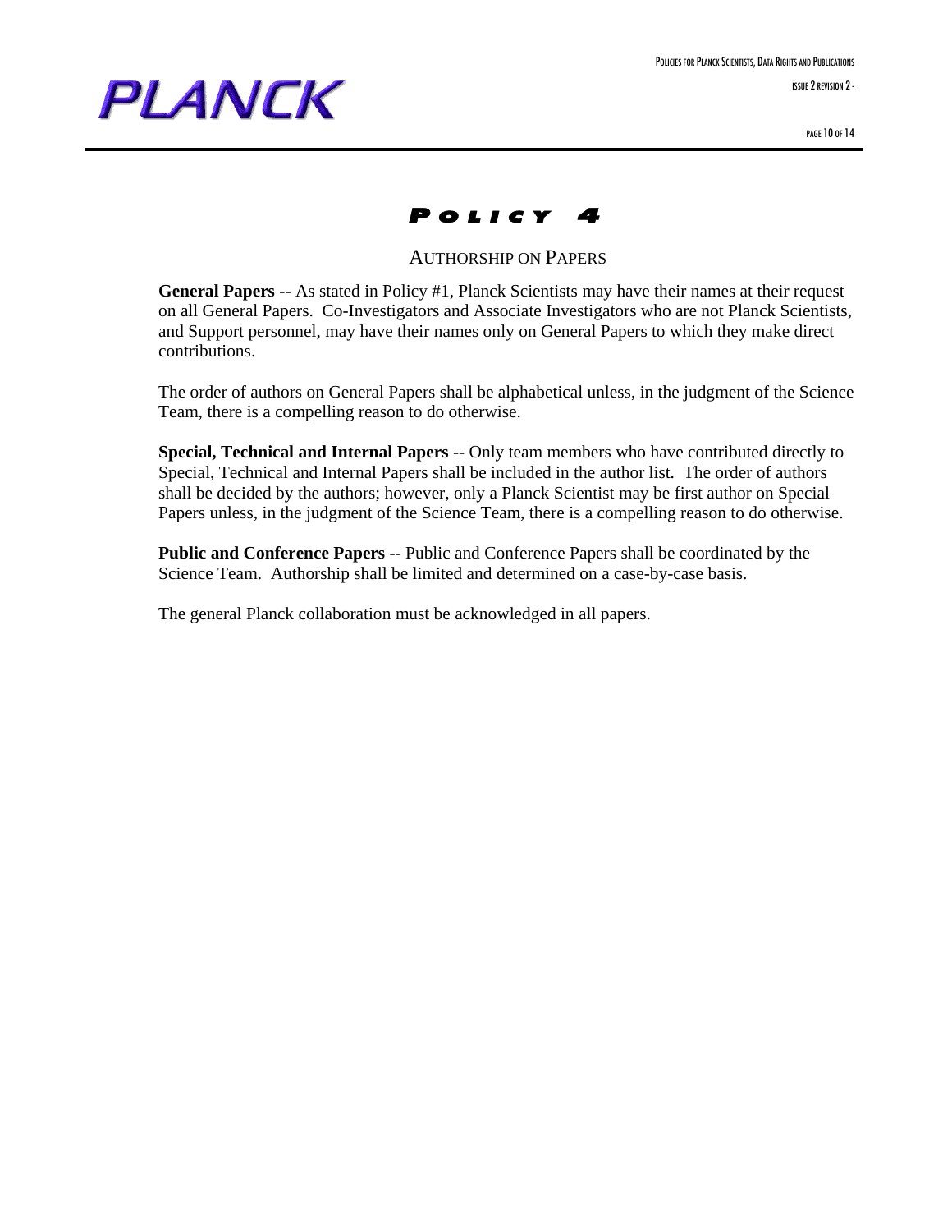# Policy 4

## Authorship on Papers

**General Papers** -- As stated in Policy #1, Planck Scientists may have their names at their request on all General Papers. Co-Investigators and Associate Investigators who are not Planck Scientists, and Support personnel, may have their names only on General Papers to which they make direct contributions.

The order of authors on General Papers shall be alphabetical unless, in the judgment of the Science Team, there is a compelling reason to do otherwise.

**Special, Technical and Internal Papers** -- Only team members who have contributed directly to Special, Technical and Internal Papers shall be included in the author list. The order of authors shall be decided by the authors; however, only a Planck Scientist may be first author on Special Papers unless, in the judgment of the Science Team, there is a compelling reason to do otherwise.

**Public and Conference Papers** -- Public and Conference Papers shall be coordinated by the Science Team. Authorship shall be limited and determined on a case-by-case basis.

The general Planck collaboration must be acknowledged in all papers.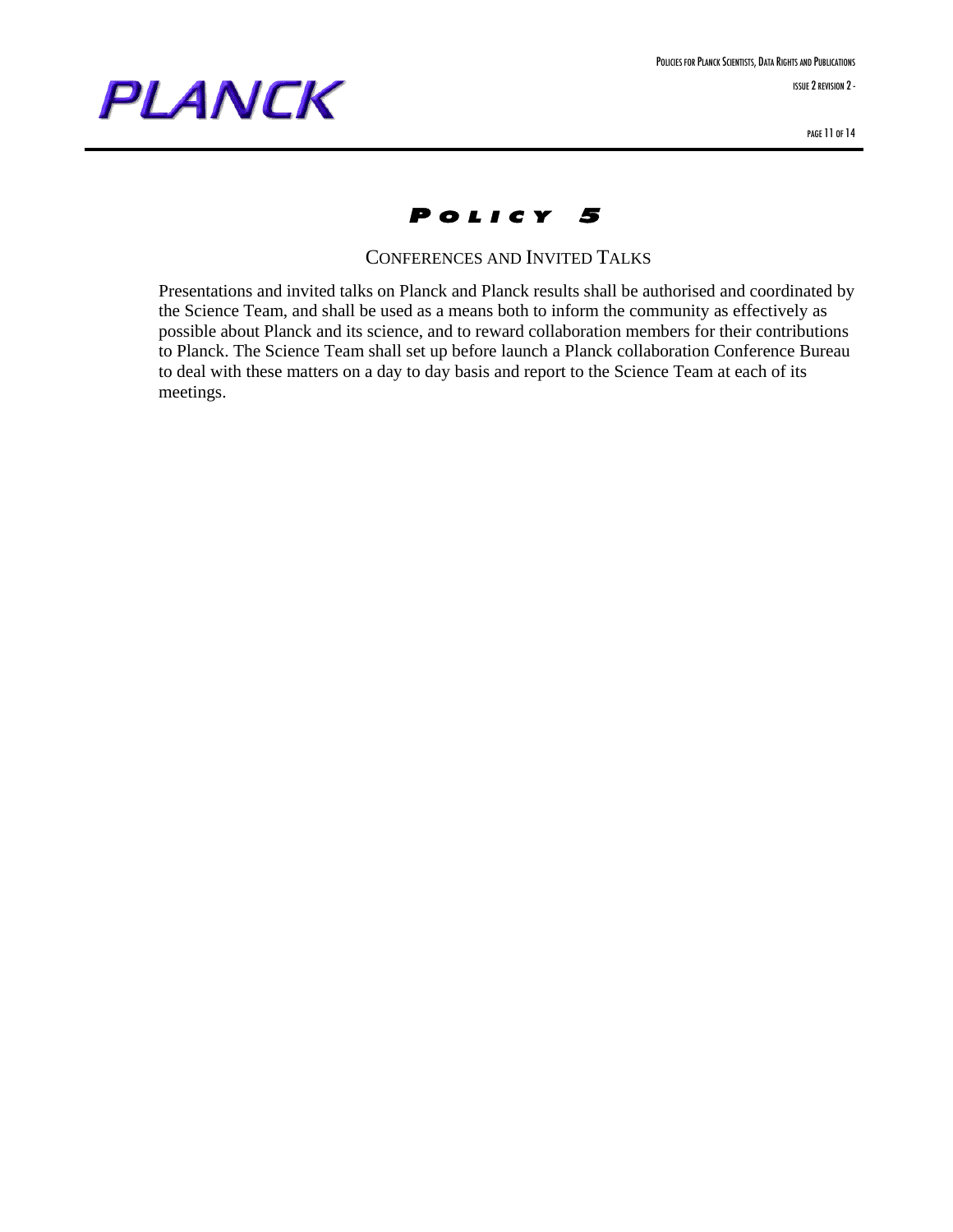# Policy 5

## Conferences and Invited Talks

Presentations and invited talks on Planck and Planck results shall be authorised and coordinated by the Science Team, and shall be used as a means both to inform the community as effectively as possible about Planck and its science, and to reward collaboration members for their contributions to Planck. The Science Team shall set up before launch a Planck collaboration Conference Bureau to deal with these matters on a day to day basis and report to the Science Team at each of its meetings.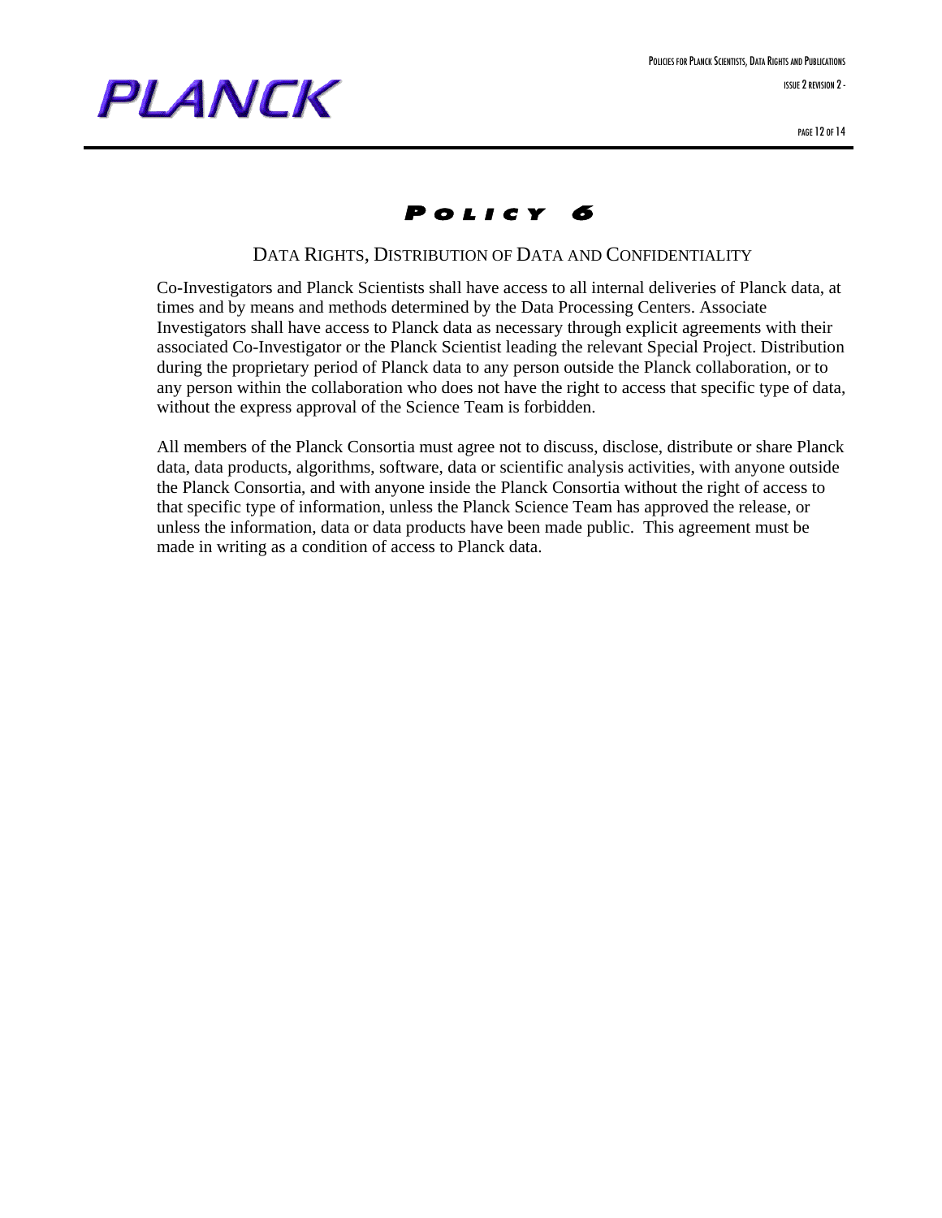# Policy 6

## Data Rights, Distribution of Data and Confidentiality

Co-Investigators and Planck Scientists shall have access to all internal deliveries of Planck data, at times and by means and methods determined by the Data Processing Centers. Associate Investigators shall have access to Planck data as necessary through explicit agreements with their associated Co-Investigator or the Planck Scientist leading the relevant Special Project. Distribution during the proprietary period of Planck data to any person outside the Planck collaboration, or to any person within the collaboration who does not have the right to access that specific type of data, without the express approval of the Science Team is forbidden.

All members of the Planck Consortia must agree not to discuss, disclose, distribute or share Planck data, data products, algorithms, software, data or scientific analysis activities, with anyone outside the Planck Consortia, and with anyone inside the Planck Consortia without the right of access to that specific type of information, unless the Planck Science Team has approved the release, or unless the information, data or data products have been made public. This agreement must be made in writing as a condition of access to Planck data.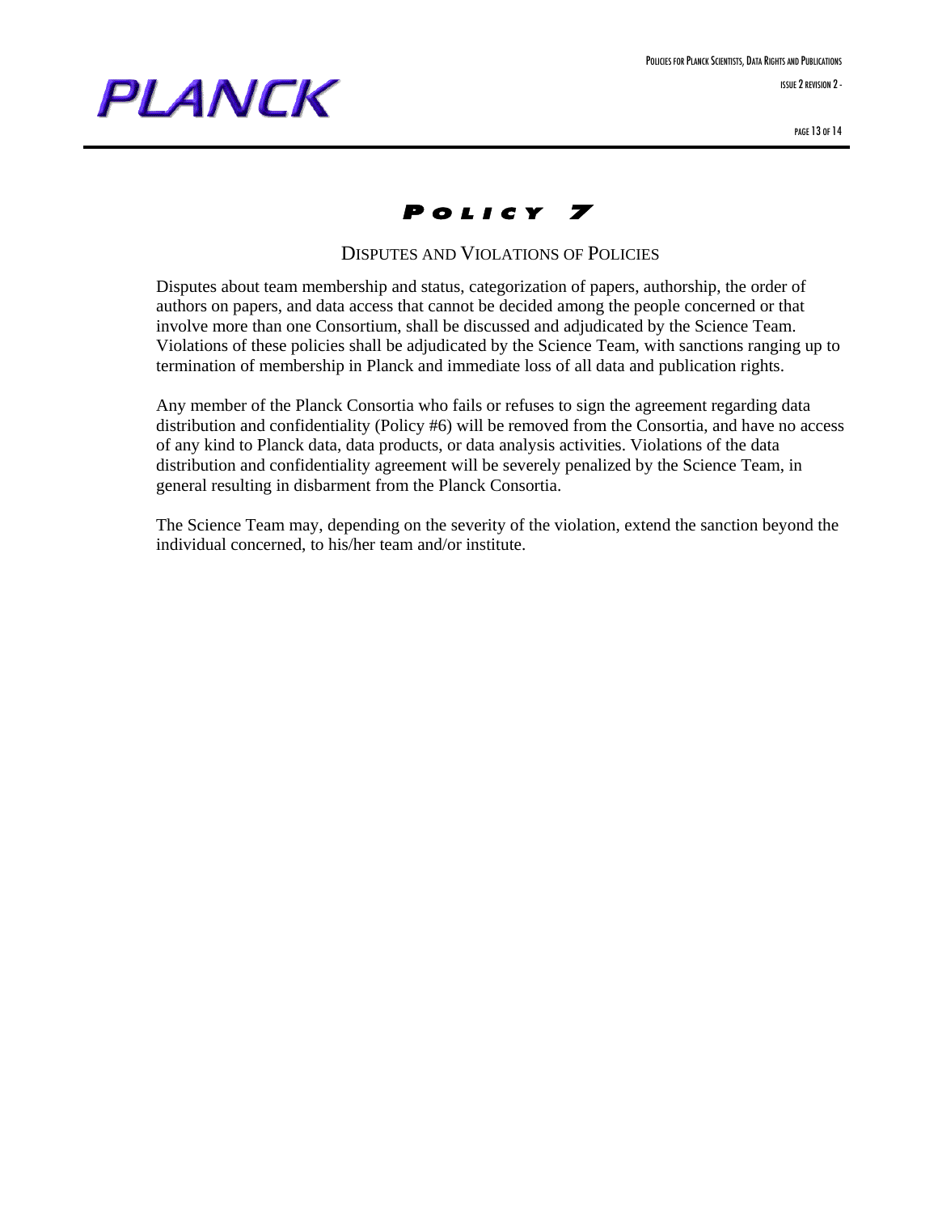# Policy 7

## Disputes and Violations of Policies

Disputes about team membership and status, categorization of papers, authorship, the order of authors on papers, and data access that cannot be decided among the people concerned or that involve more than one Consortium, shall be discussed and adjudicated by the Science Team. Violations of these policies shall be adjudicated by the Science Team, with sanctions ranging up to termination of membership in Planck and immediate loss of all data and publication rights.

Any member of the Planck Consortia who fails or refuses to sign the agreement regarding data distribution and confidentiality (Policy #6) will be removed from the Consortia, and have no access of any kind to Planck data, data products, or data analysis activities. Violations of the data distribution and confidentiality agreement will be severely penalized by the Science Team, in general resulting in disbarment from the Planck Consortia.

The Science Team may, depending on the severity of the violation, extend the sanction beyond the individual concerned, to his/her team and/or institute.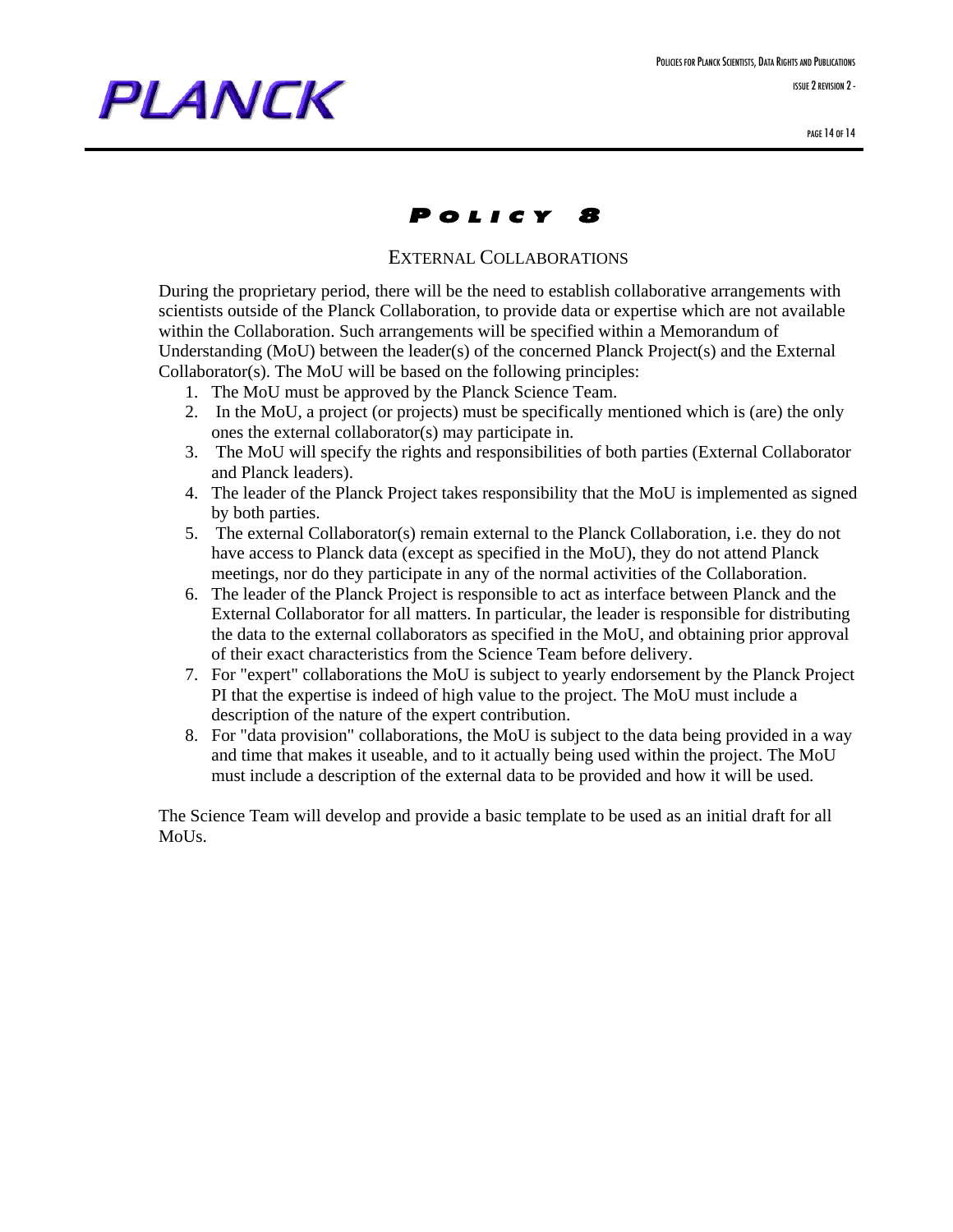# POLICY 8

## EXTERNAL COLLABORATIONS

During the proprietary period, there will be the need to establish collaborative arrangements with scientists outside of the Planck Collaboration, to provide data or expertise which are not available within the Collaboration. Such arrangements will be specified within a Memorandum of Understanding (MoU) between the leader(s) of the concerned Planck Project(s) and the External Collaborator(s). The MoU will be based on the following principles:

1. The MoU must be approved by the Planck Science Team.
2. In the MoU, a project (or projects) must be specifically mentioned which is (are) the only ones the external collaborator(s) may participate in.
3. The MoU will specify the rights and responsibilities of both parties (External Collaborator and Planck leaders).
4. The leader of the Planck Project takes responsibility that the MoU is implemented as signed by both parties.
5. The external Collaborator(s) remain external to the Planck Collaboration, i.e. they do not have access to Planck data (except as specified in the MoU), they do not attend Planck meetings, nor do they participate in any of the normal activities of the Collaboration.
6. The leader of the Planck Project is responsible to act as interface between Planck and the External Collaborator for all matters. In particular, the leader is responsible for distributing the data to the external collaborators as specified in the MoU, and obtaining prior approval of their exact characteristics from the Science Team before delivery.
7. For "expert" collaborations the MoU is subject to yearly endorsement by the Planck Project PI that the expertise is indeed of high value to the project. The MoU must include a description of the nature of the expert contribution.
8. For "data provision" collaborations, the MoU is subject to the data being provided in a way and time that makes it useable, and to it actually being used within the project. The MoU must include a description of the external data to be provided and how it will be used.

The Science Team will develop and provide a basic template to be used as an initial draft for all MoUs.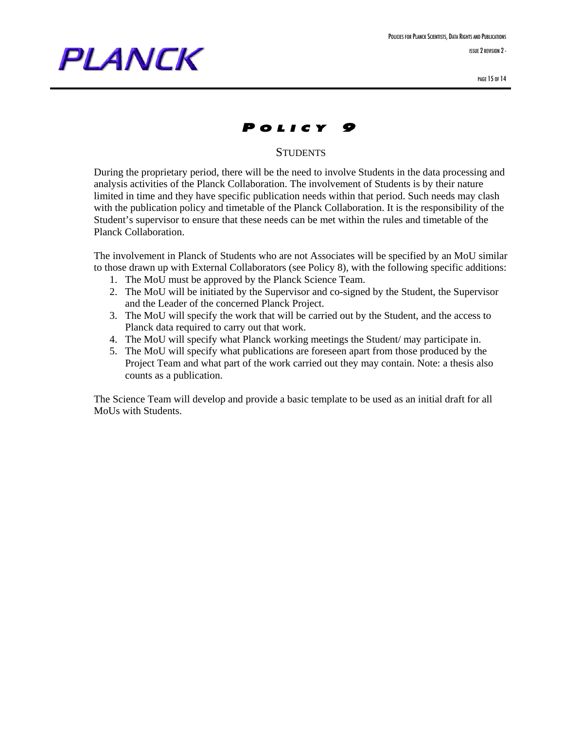# Policy 9

## Students

During the proprietary period, there will be the need to involve Students in the data processing and analysis activities of the Planck Collaboration. The involvement of Students is by their nature limited in time and they have specific publication needs within that period. Such needs may clash with the publication policy and timetable of the Planck Collaboration. It is the responsibility of the Student's supervisor to ensure that these needs can be met within the rules and timetable of the Planck Collaboration.

The involvement in Planck of Students who are not Associates will be specified by an MoU similar to those drawn up with External Collaborators (see Policy 8), with the following specific additions:

1. The MoU must be approved by the Planck Science Team.
2. The MoU will be initiated by the Supervisor and co-signed by the Student, the Supervisor and the Leader of the concerned Planck Project.
3. The MoU will specify the work that will be carried out by the Student, and the access to Planck data required to carry out that work.
4. The MoU will specify what Planck working meetings the Student/ may participate in.
5. The MoU will specify what publications are foreseen apart from those produced by the Project Team and what part of the work carried out they may contain. Note: a thesis also counts as a publication.

The Science Team will develop and provide a basic template to be used as an initial draft for all MoUs with Students.